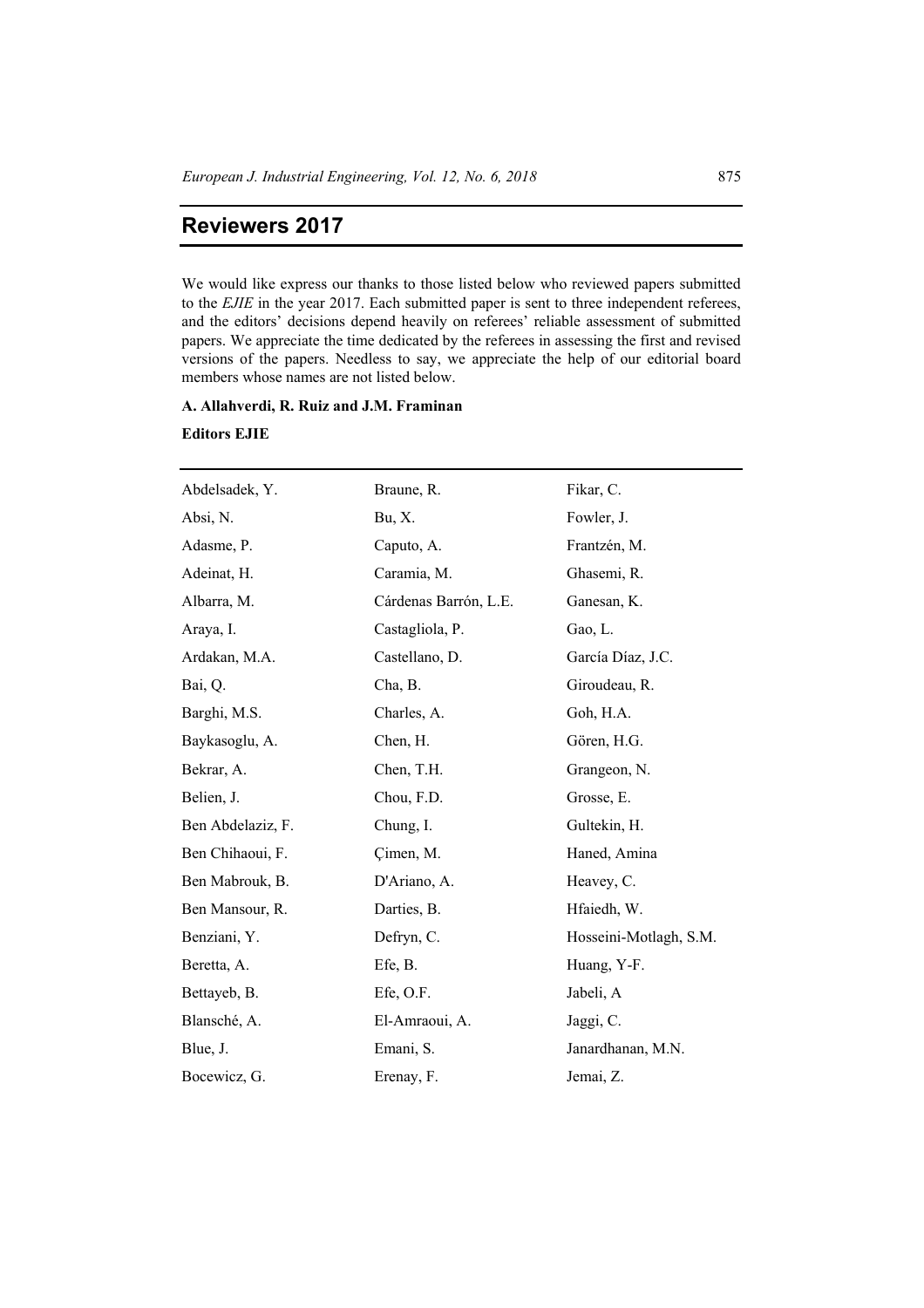# Reviewers 2017

We would like express our thanks to those listed below who reviewed papers submitted to the *EJIE* in the year 2017. Each submitted paper is sent to three independent referees, and the editors' decisions depend heavily on referees' reliable assessment of submitted papers. We appreciate the time dedicated by the referees in assessing the first and revised versions of the papers. Needless to say, we appreciate the help of our editorial board members whose names are not listed below.

**A. Allahverdi, R. Ruiz and J.M. Framinan**

**Editors EJIE**

---

Abdelsadek, Y.
Absi, N.
Adasme, P.
Adeinat, H.
Albarra, M.
Araya, I.
Ardakan, M.A.
Bai, Q.
Barghi, M.S.
Baykasoglu, A.
Bekrar, A.
Belien, J.
Ben Abdelaziz, F.
Ben Chihaoui, F.
Ben Mabrouk, B.
Ben Mansour, R.
Benziani, Y.
Beretta, A.
Bettayeb, B.
Blansché, A.
Blue, J.
Bocewicz, G.
Braune, R.
Bu, X.
Caputo, A.
Caramia, M.
Cárdenas Barrón, L.E.
Castagliola, P.
Castellano, D.
Cha, B.
Charles, A.
Chen, H.
Chen, T.H.
Chou, F.D.
Chung, I.
Çimen, M.
D'Ariano, A.
Darties, B.
Defryn, C.
Efe, B.
Efe, O.F.
El-Amraoui, A.
Emani, S.
Erenay, F.
Fikar, C.
Fowler, J.
Frantzén, M.
Ghasemi, R.
Ganesan, K.
Gao, L.
García Díaz, J.C.
Giroudeau, R.
Goh, H.A.
Gören, H.G.
Grangeon, N.
Grosse, E.
Gultekin, H.
Haned, Amina
Heavey, C.
Hfaiedh, W.
Hosseini-Motlagh, S.M.
Huang, Y-F.
Jabeli, A
Jaggi, C.
Janardhanan, M.N.
Jemai, Z.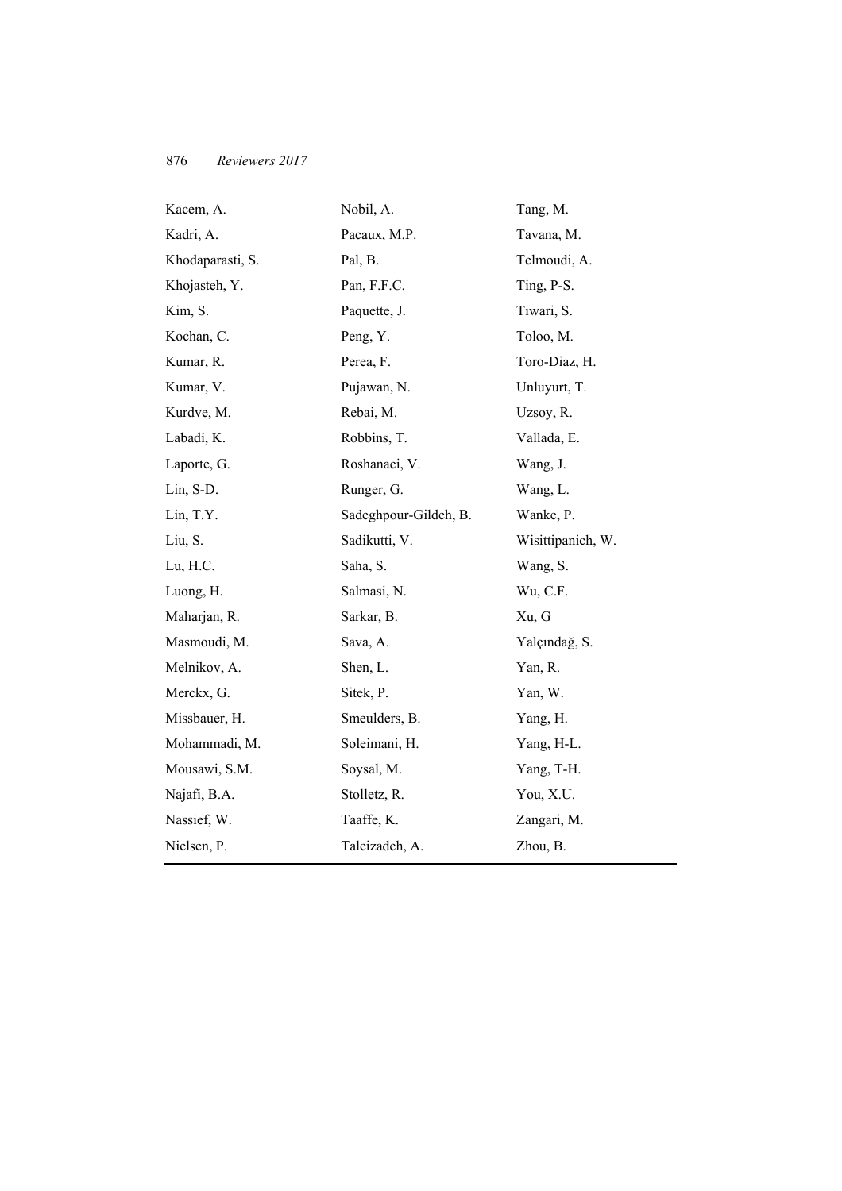| | | |
|---|---|---|
| Kacem, A. | Nobil, A. | Tang, M. |
| Kadri, A. | Pacaux, M.P. | Tavana, M. |
| Khodaparasti, S. | Pal, B. | Telmoudi, A. |
| Khojasteh, Y. | Pan, F.F.C. | Ting, P-S. |
| Kim, S. | Paquette, J. | Tiwari, S. |
| Kochan, C. | Peng, Y. | Toloo, M. |
| Kumar, R. | Perea, F. | Toro-Diaz, H. |
| Kumar, V. | Pujawan, N. | Unluyurt, T. |
| Kurdve, M. | Rebai, M. | Uzsoy, R. |
| Labadi, K. | Robbins, T. | Vallada, E. |
| Laporte, G. | Roshanaei, V. | Wang, J. |
| Lin, S-D. | Runger, G. | Wang, L. |
| Lin, T.Y. | Sadeghpour-Gildeh, B. | Wanke, P. |
| Liu, S. | Sadikutti, V. | Wisittipanich, W. |
| Lu, H.C. | Saha, S. | Wang, S. |
| Luong, H. | Salmasi, N. | Wu, C.F. |
| Maharjan, R. | Sarkar, B. | Xu, G |
| Masmoudi, M. | Sava, A. | Yalçındağ, S. |
| Melnikov, A. | Shen, L. | Yan, R. |
| Merckx, G. | Sitek, P. | Yan, W. |
| Missbauer, H. | Smeulders, B. | Yang, H. |
| Mohammadi, M. | Soleimani, H. | Yang, H-L. |
| Mousawi, S.M. | Soysal, M. | Yang, T-H. |
| Najafi, B.A. | Stolletz, R. | You, X.U. |
| Nassief, W. | Taaffe, K. | Zangari, M. |
| Nielsen, P. | Taleizadeh, A. | Zhou, B. |